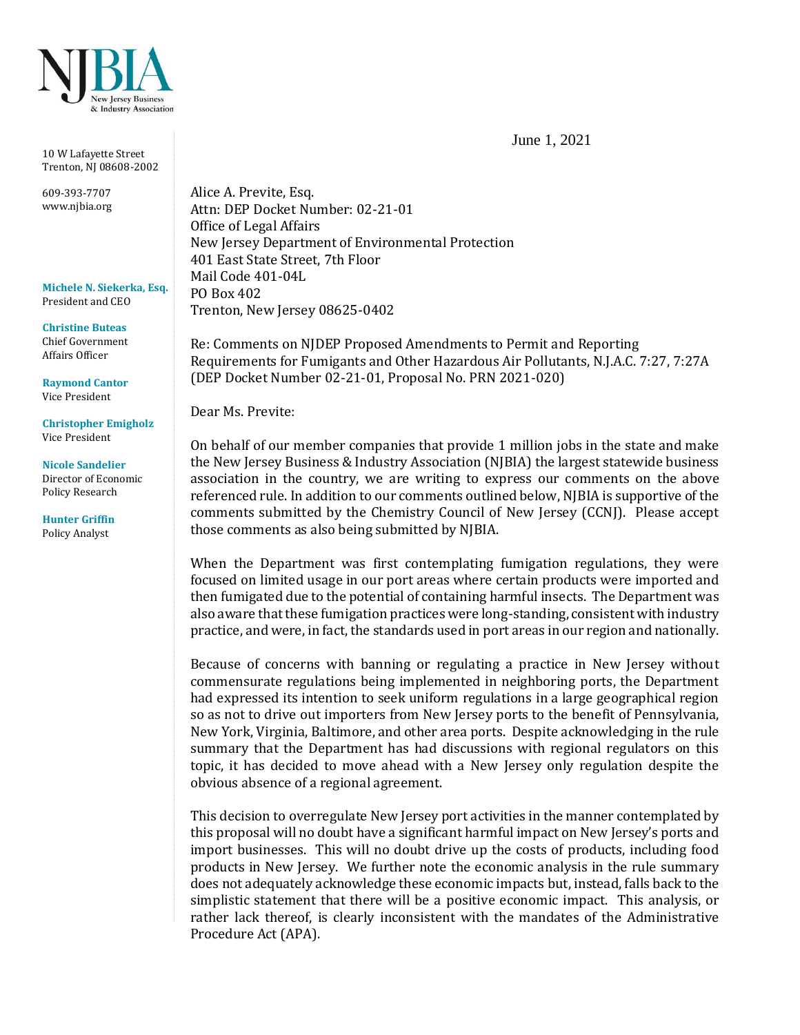10 W Lafayette Street
Trenton, NJ 08608-2002

609-393-7707
www.njbia.org

**Michele N. Siekerka, Esq.**
President and CEO

**Christine Buteas**
Chief Government Affairs Officer

**Raymond Cantor**
Vice President

**Christopher Emigholz**
Vice President

**Nicole Sandelier**
Director of Economic Policy Research

**Hunter Griffin**
Policy Analyst

June 1, 2021

Alice A. Previte, Esq.
Attn: DEP Docket Number: 02-21-01
Office of Legal Affairs
New Jersey Department of Environmental Protection
401 East State Street, 7th Floor
Mail Code 401-04L
PO Box 402
Trenton, New Jersey 08625-0402

Re: Comments on NJDEP Proposed Amendments to Permit and Reporting Requirements for Fumigants and Other Hazardous Air Pollutants, N.J.A.C. 7:27, 7:27A (DEP Docket Number 02-21-01, Proposal No. PRN 2021-020)

Dear Ms. Previte:

On behalf of our member companies that provide 1 million jobs in the state and make the New Jersey Business & Industry Association (NJBIA) the largest statewide business association in the country, we are writing to express our comments on the above referenced rule. In addition to our comments outlined below, NJBIA is supportive of the comments submitted by the Chemistry Council of New Jersey (CCNJ). Please accept those comments as also being submitted by NJBIA.

When the Department was first contemplating fumigation regulations, they were focused on limited usage in our port areas where certain products were imported and then fumigated due to the potential of containing harmful insects. The Department was also aware that these fumigation practices were long-standing, consistent with industry practice, and were, in fact, the standards used in port areas in our region and nationally.

Because of concerns with banning or regulating a practice in New Jersey without commensurate regulations being implemented in neighboring ports, the Department had expressed its intention to seek uniform regulations in a large geographical region so as not to drive out importers from New Jersey ports to the benefit of Pennsylvania, New York, Virginia, Baltimore, and other area ports. Despite acknowledging in the rule summary that the Department has had discussions with regional regulators on this topic, it has decided to move ahead with a New Jersey only regulation despite the obvious absence of a regional agreement.

This decision to overregulate New Jersey port activities in the manner contemplated by this proposal will no doubt have a significant harmful impact on New Jersey's ports and import businesses. This will no doubt drive up the costs of products, including food products in New Jersey. We further note the economic analysis in the rule summary does not adequately acknowledge these economic impacts but, instead, falls back to the simplistic statement that there will be a positive economic impact. This analysis, or rather lack thereof, is clearly inconsistent with the mandates of the Administrative Procedure Act (APA).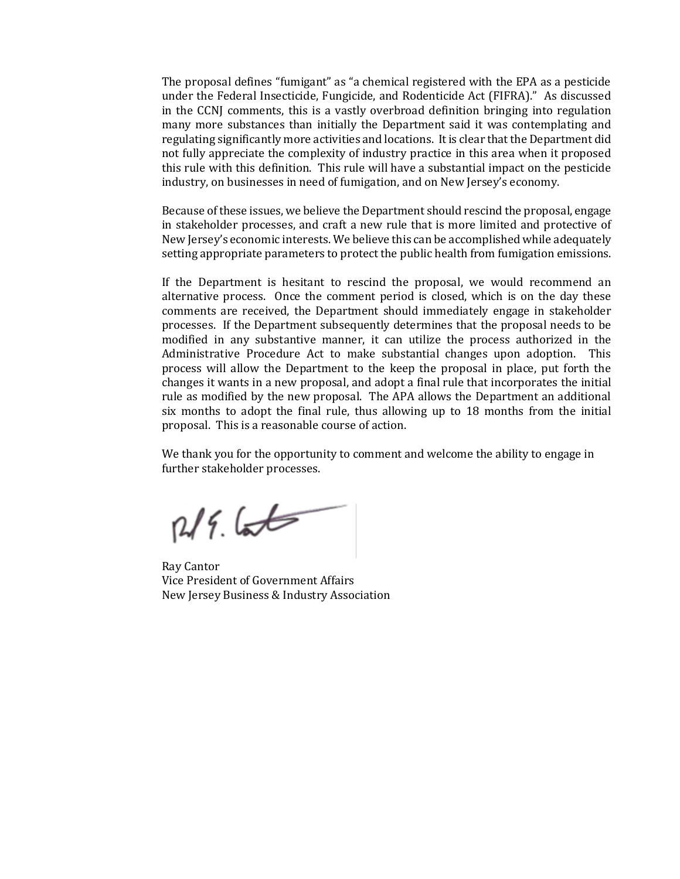The proposal defines "fumigant" as "a chemical registered with the EPA as a pesticide under the Federal Insecticide, Fungicide, and Rodenticide Act (FIFRA)." As discussed in the CCNJ comments, this is a vastly overbroad definition bringing into regulation many more substances than initially the Department said it was contemplating and regulating significantly more activities and locations. It is clear that the Department did not fully appreciate the complexity of industry practice in this area when it proposed this rule with this definition. This rule will have a substantial impact on the pesticide industry, on businesses in need of fumigation, and on New Jersey's economy.

Because of these issues, we believe the Department should rescind the proposal, engage in stakeholder processes, and craft a new rule that is more limited and protective of New Jersey's economic interests. We believe this can be accomplished while adequately setting appropriate parameters to protect the public health from fumigation emissions.

If the Department is hesitant to rescind the proposal, we would recommend an alternative process. Once the comment period is closed, which is on the day these comments are received, the Department should immediately engage in stakeholder processes. If the Department subsequently determines that the proposal needs to be modified in any substantive manner, it can utilize the process authorized in the Administrative Procedure Act to make substantial changes upon adoption. This process will allow the Department to the keep the proposal in place, put forth the changes it wants in a new proposal, and adopt a final rule that incorporates the initial rule as modified by the new proposal. The APA allows the Department an additional six months to adopt the final rule, thus allowing up to 18 months from the initial proposal. This is a reasonable course of action.

We thank you for the opportunity to comment and welcome the ability to engage in further stakeholder processes.

Ray Cantor
Vice President of Government Affairs
New Jersey Business & Industry Association